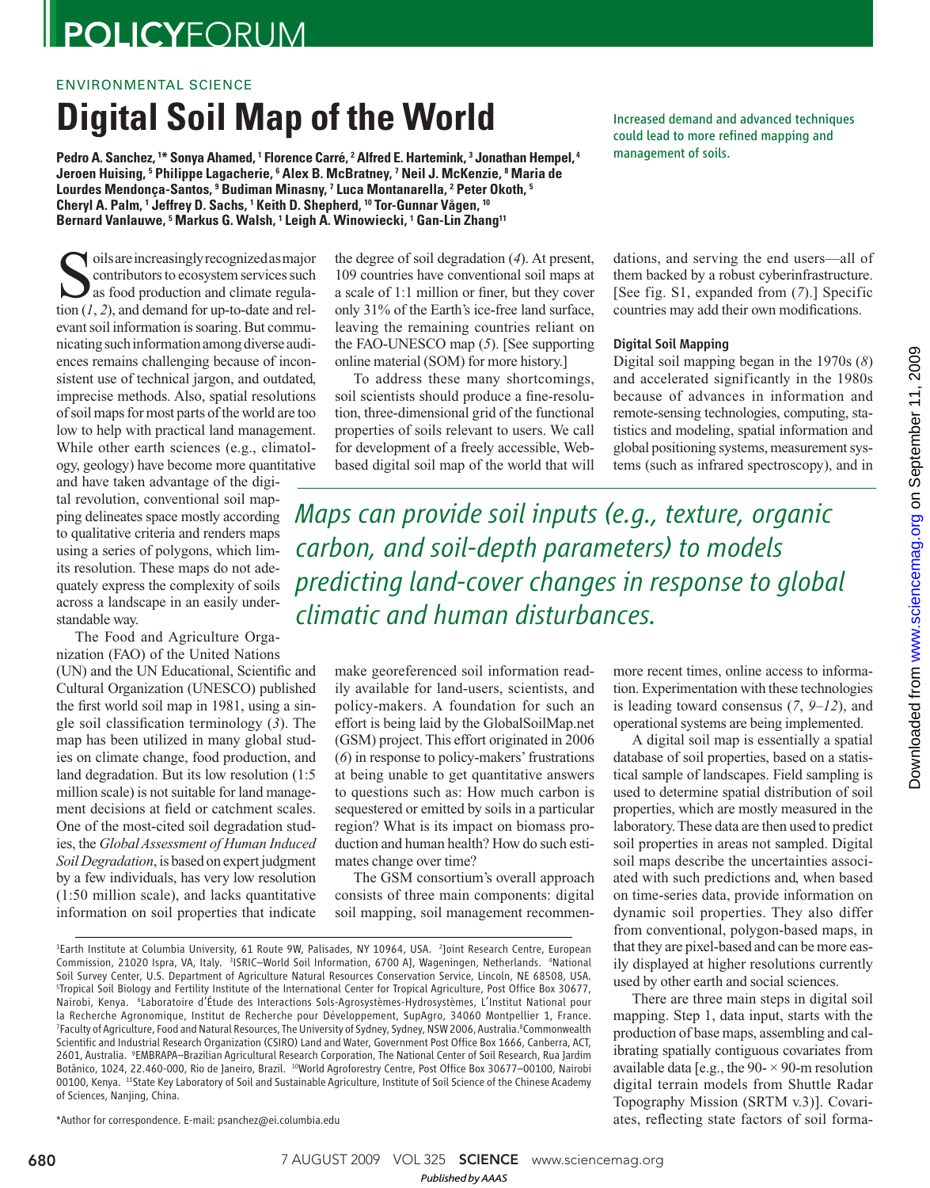POLICYFORUM

ENVIRONMENTAL SCIENCE

# Digital Soil Map of the World

Increased demand and advanced techniques could lead to more refined mapping and management of soils.

**Pedro A. Sanchez,[1]* Sonya Ahamed,[1] Florence Carré,[2] Alfred E. Hartemink,[3] Jonathan Hempel,[4] Jeroen Huising,[5] Philippe Lagacherie,[6] Alex B. McBratney,[7] Neil J. McKenzie,[8] Maria de Lourdes Mendonça-Santos,[9] Budiman Minasny,[7] Luca Montanarella,[2] Peter Okoth,[5] Cheryl A. Palm,[1] Jeffrey D. Sachs,[1] Keith D. Shepherd,[10] Tor-Gunnar Vågen,[10] Bernard Vanlauwe,[5] Markus G. Walsh,[1] Leigh A. Winowiecki,[1] Gan-Lin Zhang[11]**

Soils are increasingly recognized as major contributors to ecosystem services such as food production and climate regulation (*1*, *2*), and demand for up-to-date and relevant soil information is soaring. But communicating such information among diverse audiences remains challenging because of inconsistent use of technical jargon, and outdated, imprecise methods. Also, spatial resolutions of soil maps for most parts of the world are too low to help with practical land management. While other earth sciences (e.g., climatology, geology) have become more quantitative and have taken advantage of the digital revolution, conventional soil mapping delineates space mostly according to qualitative criteria and renders maps using a series of polygons, which limits their resolution. These maps do not adequately express the complexity of soils across a landscape in an easily understandable way.

The Food and Agriculture Organization (FAO) of the United Nations (UN) and the UN Educational, Scientific and Cultural Organization (UNESCO) published the first world soil map in 1981, using a single soil classification terminology (*3*). The map has been utilized in many global studies on climate change, food production, and land degradation. But its low resolution (1:5 million scale) is not suitable for land management decisions at field or catchment scales. One of the most-cited soil degradation studies, the *Global Assessment of Human Induced Soil Degradation*, is based on expert judgment by a few individuals, has very low resolution (1:50 million scale), and lacks quantitative information on soil properties that indicate the degree of soil degradation (*4*). At present, 109 countries have conventional soil maps at a scale of 1:1 million or finer, but they cover only 31% of the Earth's ice-free land surface, leaving the remaining countries reliant on the FAO-UNESCO map (*5*). [See supporting online material (SOM) for more history.]

To address these many shortcomings, soil scientists should produce a fine-resolution, three-dimensional grid of the functional properties of soils relevant to users. We call for development of a freely accessible, Web-based digital soil map of the world that will make georeferenced soil information readily available for land-users, scientists, and policy-makers. A foundation for such an effort is being laid by the GlobalSoilMap.net (GSM) project. This effort originated in 2006 (*6*) in response to policy-makers' frustrations at being unable to get quantitative answers to questions such as: How much carbon is sequestered or emitted by soils in a particular region? What is its impact on biomass production and human health? How do such estimates change over time?

The GSM consortium's overall approach consists of three main components: digital soil mapping, soil management recommendations, and serving the end users—all of them backed by a robust cyberinfrastructure. [See fig. S1, expanded from (*7*).] Specific countries may add their own modifications.

*Maps can provide soil inputs (e.g., texture, organic carbon, and soil-depth parameters) to models predicting land-cover changes in response to global climatic and human disturbances.*

### Digital Soil Mapping

Digital soil mapping began in the 1970s (*8*) and accelerated significantly in the 1980s because of advances in information and remote-sensing technologies, computing, statistics and modeling, spatial information and global positioning systems, measurement systems (such as infrared spectroscopy), and in more recent times, online access to information. Experimentation with these technologies is leading toward consensus (*7*, *9*–*12*), and operational systems are being implemented.

A digital soil map is essentially a spatial database of soil properties, based on a statistical sample of landscapes. Field sampling is used to determine spatial distribution of soil properties, which are mostly measured in the laboratory. These data are then used to predict soil properties in areas not sampled. Digital soil maps describe the uncertainties associated with such predictions and, when based on time-series data, provide information on dynamic soil properties. They also differ from conventional, polygon-based maps, in that they are pixel-based and can be more easily displayed at higher resolutions currently used by other earth and social sciences.

There are three main steps in digital soil mapping. Step 1, data input, starts with the production of base maps, assembling and calibrating spatially contiguous covariates from available data [e.g., the 90- × 90-m resolution digital terrain models from Shuttle Radar Topography Mission (SRTM v.3)]. Covariates, reflecting state factors of soil forma-

[1]Earth Institute at Columbia University, 61 Route 9W, Palisades, NY 10964, USA. [2]Joint Research Centre, European Commission, 21020 Ispra, VA, Italy. [3]ISRIC–World Soil Information, 6700 AJ, Wageningen, Netherlands. [4]National Soil Survey Center, U.S. Department of Agriculture Natural Resources Conservation Service, Lincoln, NE 68508, USA. [5]Tropical Soil Biology and Fertility Institute of the International Center for Tropical Agriculture, Post Office Box 30677, Nairobi, Kenya. [6]Laboratoire d'Étude des Interactions Sols-Agrosystèmes-Hydrosystèmes, L'Institut National pour la Recherche Agronomique, Institut de Recherche pour Développement, SupAgro, 34060 Montpellier 1, France. [7]Faculty of Agriculture, Food and Natural Resources, The University of Sydney, Sydney, NSW 2006, Australia. [8]Commonwealth Scientific and Industrial Research Organization (CSIRO) Land and Water, Government Post Office Box 1666, Canberra, ACT, 2601, Australia. [9]EMBRAPA–Brazilian Agricultural Research Corporation, The National Center of Soil Research, Rua Jardim Botânico, 1024, 22.460-000, Rio de Janeiro, Brazil. [10]World Agroforestry Centre, Post Office Box 30677–00100, Nairobi 00100, Kenya. [11]State Key Laboratory of Soil and Sustainable Agriculture, Institute of Soil Science of the Chinese Academy of Sciences, Nanjing, China.

*Author for correspondence. E-mail: psanchez@ei.columbia.edu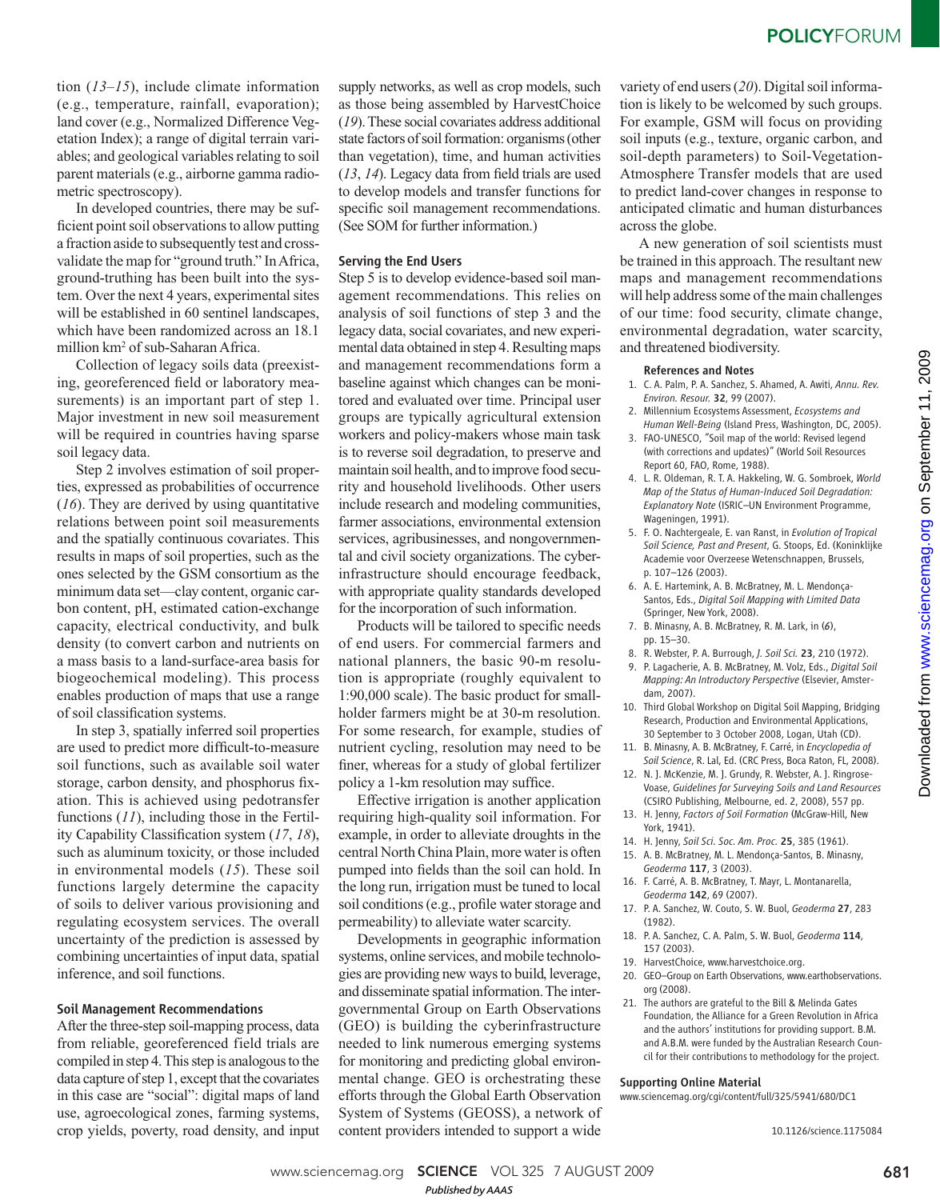tion (*13–15*), include climate information (e.g., temperature, rainfall, evaporation); land cover (e.g., Normalized Difference Vegetation Index); a range of digital terrain variables; and geological variables relating to soil parent materials (e.g., airborne gamma radiometric spectroscopy).

In developed countries, there may be sufficient point soil observations to allow putting a fraction aside to subsequently test and cross-validate the map for "ground truth." In Africa, ground-truthing has been built into the system. Over the next 4 years, experimental sites will be established in 60 sentinel landscapes, which have been randomized across an 18.1 million km$^2$ of sub-Saharan Africa.

Collection of legacy soils data (preexisting, georeferenced field or laboratory measurements) is an important part of step 1. Major investment in new soil measurement will be required in countries having sparse soil legacy data.

Step 2 involves estimation of soil properties, expressed as probabilities of occurrence (*16*). They are derived by using quantitative relations between point soil measurements and the spatially continuous covariates. This results in maps of soil properties, such as the ones selected by the GSM consortium as the minimum data set—clay content, organic carbon content, pH, estimated cation-exchange capacity, electrical conductivity, and bulk density (to convert carbon and nutrients on a mass basis to a land-surface-area basis for biogeochemical modeling). This process enables production of maps that use a range of soil classification systems.

In step 3, spatially inferred soil properties are used to predict more difficult-to-measure soil functions, such as available soil water storage, carbon density, and phosphorus fixation. This is achieved using pedotransfer functions (*11*), including those in the Fertility Capability Classification system (*17*, *18*), such as aluminum toxicity, or those included in environmental models (*15*). These soil functions largely determine the capacity of soils to deliver various provisioning and regulating ecosystem services. The overall uncertainty of the prediction is assessed by combining uncertainties of input data, spatial inference, and soil functions.

### Soil Management Recommendations

After the three-step soil-mapping process, data from reliable, georeferenced field trials are compiled in step 4. This step is analogous to the data capture of step 1, except that the covariates in this case are "social": digital maps of land use, agroecological zones, farming systems, crop yields, poverty, road density, and input supply networks, as well as crop models, such as those being assembled by HarvestChoice (*19*). These social covariates address additional state factors of soil formation: organisms (other than vegetation), time, and human activities (*13*, *14*). Legacy data from field trials are used to develop models and transfer functions for specific soil management recommendations. (See SOM for further information.)

### Serving the End Users

Step 5 is to develop evidence-based soil management recommendations. This relies on analysis of soil functions of step 3 and the legacy data, social covariates, and new experimental data obtained in step 4. Resulting maps and management recommendations form a baseline against which changes can be monitored and evaluated over time. Principal user groups are typically agricultural extension workers and policy-makers whose main task is to reverse soil degradation, to preserve and maintain soil health, and to improve food security and household livelihoods. Other users include research and modeling communities, farmer associations, environmental extension services, agribusinesses, and nongovernmental and civil society organizations. The cyber-infrastructure should encourage feedback, with appropriate quality standards developed for the incorporation of such information.

Products will be tailored to specific needs of end users. For commercial farmers and national planners, the basic 90-m resolution is appropriate (roughly equivalent to 1:90,000 scale). The basic product for smallholder farmers might be at 30-m resolution. For some research, for example, studies of nutrient cycling, resolution may need to be finer, whereas for a study of global fertilizer policy a 1-km resolution may suffice.

Effective irrigation is another application requiring high-quality soil information. For example, in order to alleviate droughts in the central North China Plain, more water is often pumped into fields than the soil can hold. In the long run, irrigation must be tuned to local soil conditions (e.g., profile water storage and permeability) to alleviate water scarcity.

Developments in geographic information systems, online services, and mobile technologies are providing new ways to build, leverage, and disseminate spatial information. The intergovernmental Group on Earth Observations (GEO) is building the cyberinfrastructure needed to link numerous emerging systems for monitoring and predicting global environmental change. GEO is orchestrating these efforts through the Global Earth Observation System of Systems (GEOSS), a network of content providers intended to support a wide variety of end users (*20*). Digital soil information is likely to be welcomed by such groups. For example, GSM will focus on providing soil inputs (e.g., texture, organic carbon, and soil-depth parameters) to Soil-Vegetation-Atmosphere Transfer models that are used to predict land-cover changes in response to anticipated climatic and human disturbances across the globe.

A new generation of soil scientists must be trained in this approach. The resultant new maps and management recommendations will help address some of the main challenges of our time: food security, climate change, environmental degradation, water scarcity, and threatened biodiversity.

#### References and Notes

1. C. A. Palm, P. A. Sanchez, S. Ahamed, A. Awiti, *Annu. Rev. Environ. Resour.* **32**, 99 (2007).
2. Millennium Ecosystems Assessment, *Ecosystems and Human Well-Being* (Island Press, Washington, DC, 2005).
3. FAO-UNESCO, "Soil map of the world: Revised legend (with corrections and updates)" (World Soil Resources Report 60, FAO, Rome, 1988).
4. L. R. Oldeman, R. T. A. Hakkeling, W. G. Sombroek, *World Map of the Status of Human-Induced Soil Degradation: Explanatory Note* (ISRIC–UN Environment Programme, Wageningen, 1991).
5. F. O. Nachtergeale, E. van Ranst, in *Evolution of Tropical Soil Science, Past and Present*, G. Stoops, Ed. (Koninklijke Academie voor Overzeese Wetenschnappen, Brussels, p. 107–126 (2003).
6. A. E. Hartemink, A. B. McBratney, M. L. Mendonça-Santos, Eds., *Digital Soil Mapping with Limited Data* (Springer, New York, 2008).
7. B. Minasny, A. B. McBratney, R. M. Lark, in (*6*), pp. 15–30.
8. R. Webster, P. A. Burrough, *J. Soil Sci.* **23**, 210 (1972).
9. P. Lagacherie, A. B. McBratney, M. Volz, Eds., *Digital Soil Mapping: An Introductory Perspective* (Elsevier, Amsterdam, 2007).
10. Third Global Workshop on Digital Soil Mapping, Bridging Research, Production and Environmental Applications, 30 September to 3 October 2008, Logan, Utah (CD).
11. B. Minasny, A. B. McBratney, F. Carré, in *Encyclopedia of Soil Science*, R. Lal, Ed. (CRC Press, Boca Raton, FL, 2008).
12. N. J. McKenzie, M. J. Grundy, R. Webster, A. J. Ringrose-Voase, *Guidelines for Surveying Soils and Land Resources* (CSIRO Publishing, Melbourne, ed. 2, 2008), 557 pp.
13. H. Jenny, *Factors of Soil Formation* (McGraw-Hill, New York, 1941).
14. H. Jenny, *Soil Sci. Soc. Am. Proc.* **25**, 385 (1961).
15. A. B. McBratney, M. L. Mendonça-Santos, B. Minasny, *Geoderma* **117**, 3 (2003).
16. F. Carré, A. B. McBratney, T. Mayr, L. Montanarella, *Geoderma* **142**, 69 (2007).
17. P. A. Sanchez, W. Couto, S. W. Buol, *Geoderma* **27**, 283 (1982).
18. P. A. Sanchez, C. A. Palm, S. W. Buol, *Geoderma* **114**, 157 (2003).
19. HarvestChoice, www.harvestchoice.org.
20. GEO–Group on Earth Observations, www.earthobservations.org (2008).
21. The authors are grateful to the Bill & Melinda Gates Foundation, the Alliance for a Green Revolution in Africa and the authors' institutions for providing support. B.M. and A.B.M. were funded by the Australian Research Council for their contributions to methodology for the project.

#### Supporting Online Material

www.sciencemag.org/cgi/content/full/325/5941/680/DC1

10.1126/science.1175084